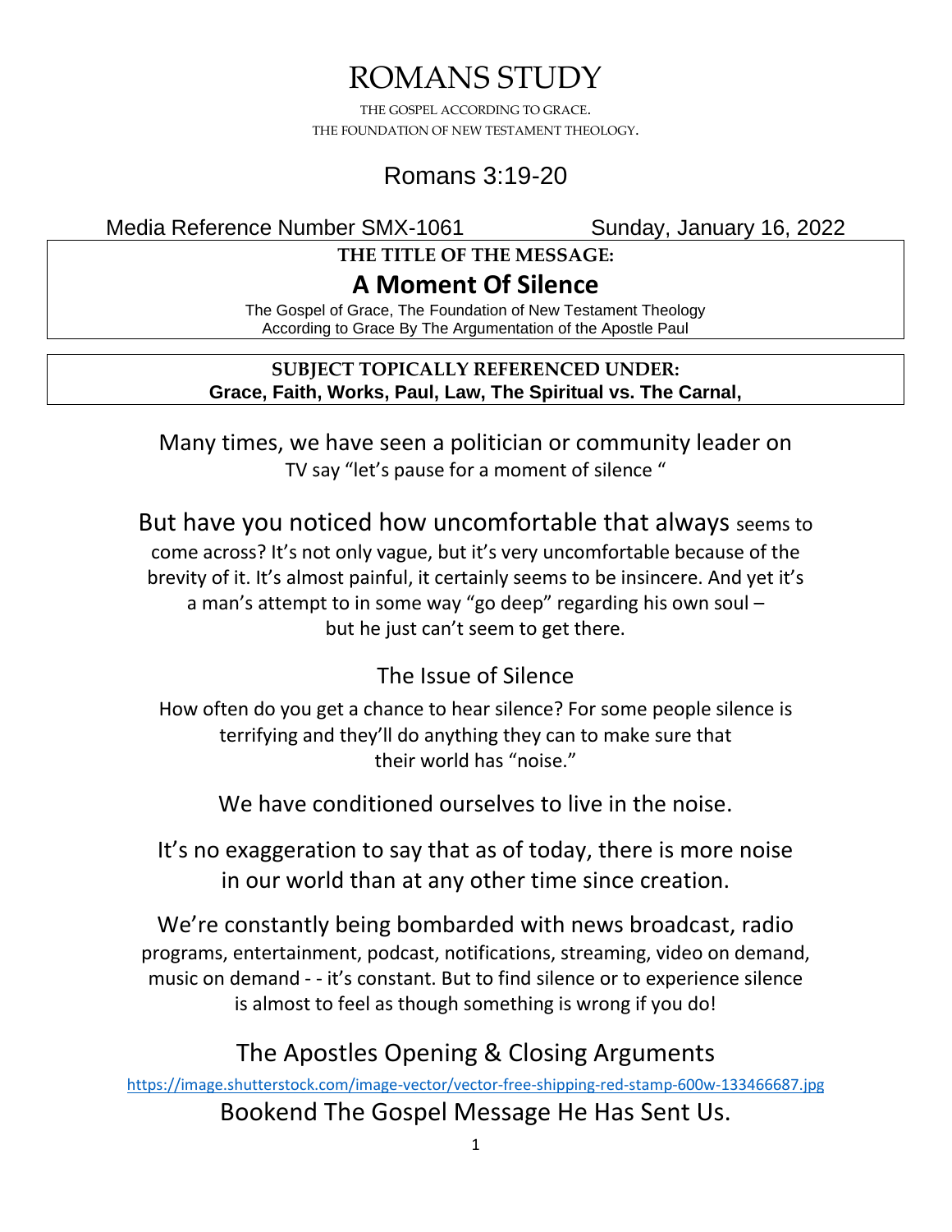# ROMANS STUDY

THE GOSPEL ACCORDING TO GRACE.
THE FOUNDATION OF NEW TESTAMENT THEOLOGY.

## Romans 3:19-20

Media Reference Number SMX-1061 Sunday, January 16, 2022

**THE TITLE OF THE MESSAGE:**

## A Moment Of Silence

The Gospel of Grace, The Foundation of New Testament Theology
According to Grace By The Argumentation of the Apostle Paul

**SUBJECT TOPICALLY REFERENCED UNDER:**
**Grace, Faith, Works, Paul, Law, The Spiritual vs. The Carnal,**

Many times, we have seen a politician or community leader on TV say "let's pause for a moment of silence "

But have you noticed how uncomfortable that always seems to come across? It's not only vague, but it's very uncomfortable because of the brevity of it. It's almost painful, it certainly seems to be insincere. And yet it's a man's attempt to in some way "go deep" regarding his own soul – but he just can't seem to get there.

### The Issue of Silence

How often do you get a chance to hear silence? For some people silence is terrifying and they'll do anything they can to make sure that their world has "noise."

We have conditioned ourselves to live in the noise.

It's no exaggeration to say that as of today, there is more noise in our world than at any other time since creation.

We're constantly being bombarded with news broadcast, radio programs, entertainment, podcast, notifications, streaming, video on demand, music on demand - - it's constant. But to find silence or to experience silence is almost to feel as though something is wrong if you do!

### The Apostles Opening & Closing Arguments

https://image.shutterstock.com/image-vector/vector-free-shipping-red-stamp-600w-133466687.jpg

Bookend The Gospel Message He Has Sent Us.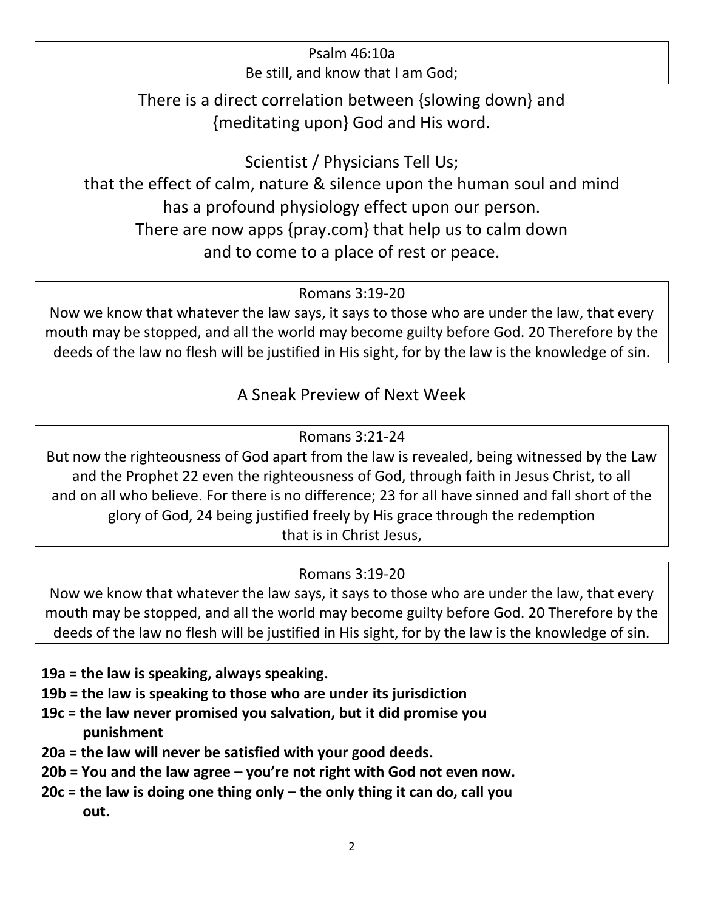Psalm 46:10a
Be still, and know that I am God;

There is a direct correlation between {slowing down} and {meditating upon} God and His word.

Scientist / Physicians Tell Us;
that the effect of calm, nature & silence upon the human soul and mind has a profound physiology effect upon our person.
There are now apps {pray.com} that help us to calm down and to come to a place of rest or peace.

Romans 3:19-20
Now we know that whatever the law says, it says to those who are under the law, that every mouth may be stopped, and all the world may become guilty before God. 20 Therefore by the deeds of the law no flesh will be justified in His sight, for by the law is the knowledge of sin.

A Sneak Preview of Next Week

Romans 3:21-24
But now the righteousness of God apart from the law is revealed, being witnessed by the Law and the Prophet 22 even the righteousness of God, through faith in Jesus Christ, to all and on all who believe. For there is no difference; 23 for all have sinned and fall short of the glory of God, 24 being justified freely by His grace through the redemption that is in Christ Jesus,

Romans 3:19-20
Now we know that whatever the law says, it says to those who are under the law, that every mouth may be stopped, and all the world may become guilty before God. 20 Therefore by the deeds of the law no flesh will be justified in His sight, for by the law is the knowledge of sin.

**19a = the law is speaking, always speaking.**
**19b = the law is speaking to those who are under its jurisdiction**
**19c = the law never promised you salvation, but it did promise you punishment**
**20a = the law will never be satisfied with your good deeds.**
**20b = You and the law agree – you're not right with God not even now.**
**20c = the law is doing one thing only – the only thing it can do, call you out.**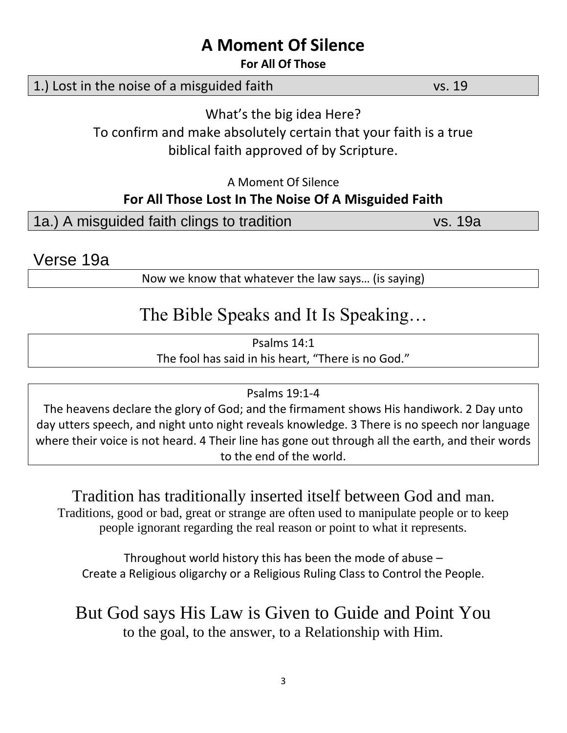# A Moment Of Silence

**For All Of Those**

1.) Lost in the noise of a misguided faith vs. 19

What's the big idea Here?

To confirm and make absolutely certain that your faith is a true biblical faith approved of by Scripture.

A Moment Of Silence

**For All Those Lost In The Noise Of A Misguided Faith**

1a.) A misguided faith clings to tradition vs. 19a

## Verse 19a

Now we know that whatever the law says… (is saying)

## The Bible Speaks and It Is Speaking…

Psalms 14:1

The fool has said in his heart, "There is no God."

Psalms 19:1-4

The heavens declare the glory of God; and the firmament shows His handiwork. 2 Day unto day utters speech, and night unto night reveals knowledge. 3 There is no speech nor language where their voice is not heard. 4 Their line has gone out through all the earth, and their words to the end of the world.

### Tradition has traditionally inserted itself between God and man.

Traditions, good or bad, great or strange are often used to manipulate people or to keep people ignorant regarding the real reason or point to what it represents.

Throughout world history this has been the mode of abuse –
Create a Religious oligarchy or a Religious Ruling Class to Control the People.

### But God says His Law is Given to Guide and Point You

to the goal, to the answer, to a Relationship with Him.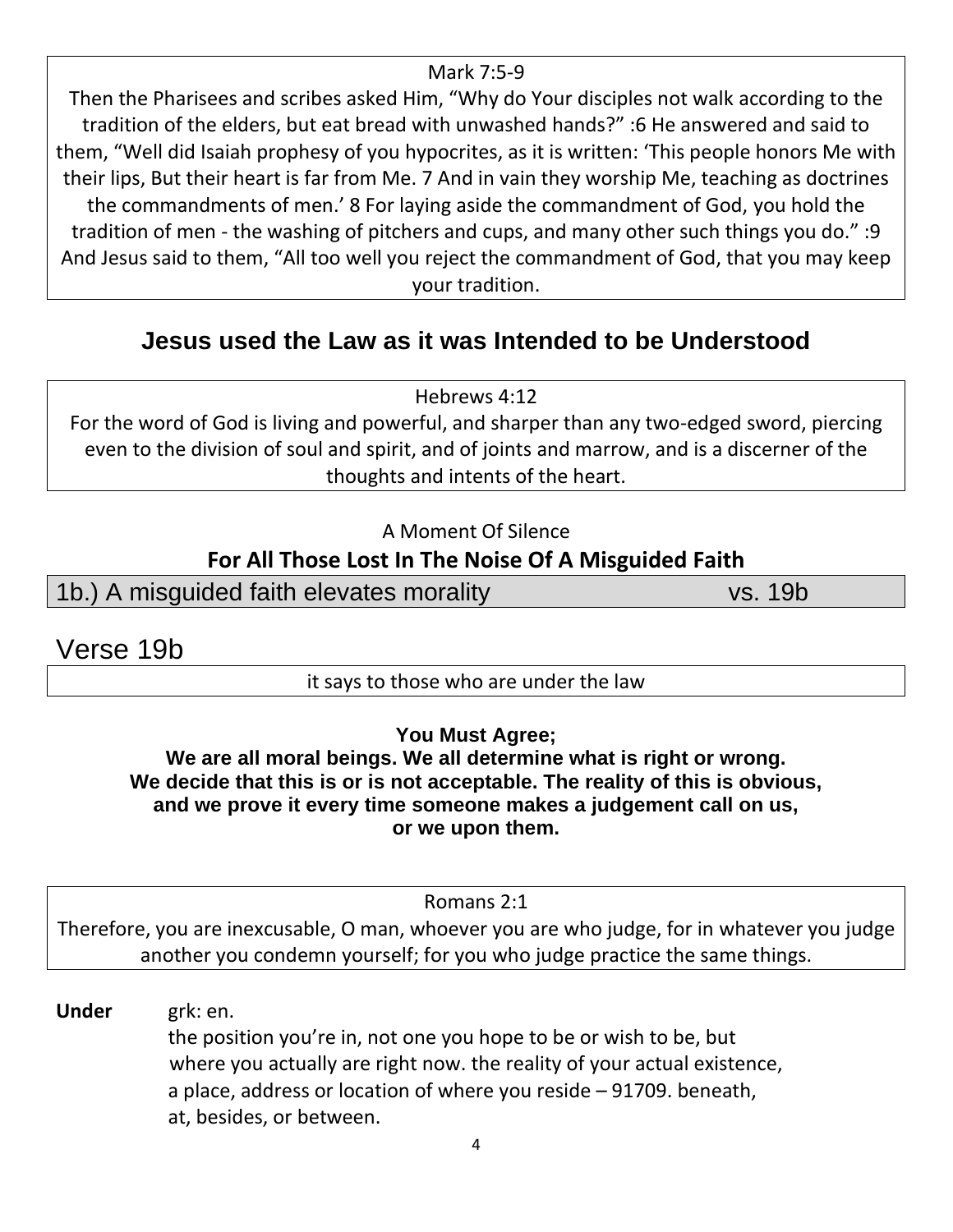Mark 7:5-9

Then the Pharisees and scribes asked Him, "Why do Your disciples not walk according to the tradition of the elders, but eat bread with unwashed hands?" :6 He answered and said to them, "Well did Isaiah prophesy of you hypocrites, as it is written: 'This people honors Me with their lips, But their heart is far from Me. 7 And in vain they worship Me, teaching as doctrines the commandments of men.' 8 For laying aside the commandment of God, you hold the tradition of men - the washing of pitchers and cups, and many other such things you do." :9 And Jesus said to them, "All too well you reject the commandment of God, that you may keep your tradition.

## Jesus used the Law as it was Intended to be Understood

Hebrews 4:12

For the word of God is living and powerful, and sharper than any two-edged sword, piercing even to the division of soul and spirit, and of joints and marrow, and is a discerner of the thoughts and intents of the heart.

A Moment Of Silence

**For All Those Lost In The Noise Of A Misguided Faith**

1b.) A misguided faith elevates morality vs. 19b

## Verse 19b

it says to those who are under the law

**You Must Agree;**
**We are all moral beings. We all determine what is right or wrong. We decide that this is or is not acceptable. The reality of this is obvious, and we prove it every time someone makes a judgement call on us, or we upon them.**

Romans 2:1

Therefore, you are inexcusable, O man, whoever you are who judge, for in whatever you judge another you condemn yourself; for you who judge practice the same things.

**Under** grk: en.
the position you're in, not one you hope to be or wish to be, but where you actually are right now. the reality of your actual existence, a place, address or location of where you reside – 91709. beneath, at, besides, or between.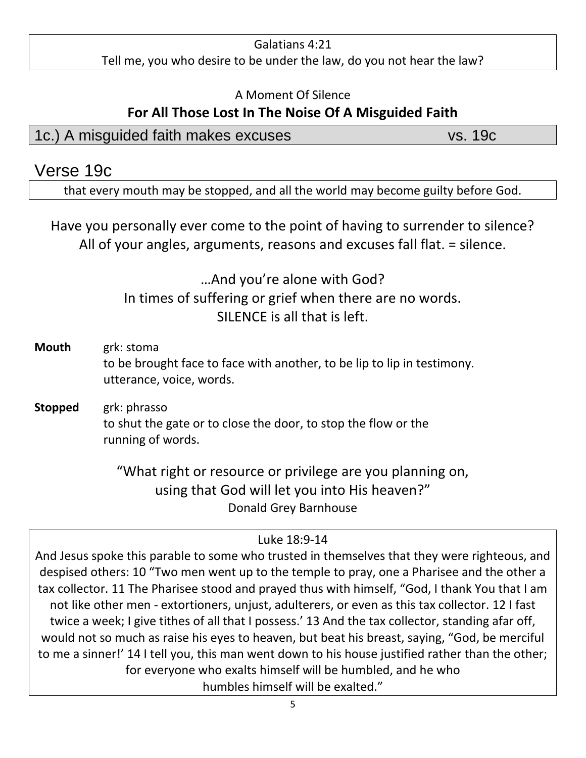Galatians 4:21
Tell me, you who desire to be under the law, do you not hear the law?

A Moment Of Silence

**For All Those Lost In The Noise Of A Misguided Faith**

## 1c.) A misguided faith makes excuses vs. 19c

## Verse 19c

that every mouth may be stopped, and all the world may become guilty before God.

Have you personally ever come to the point of having to surrender to silence?
All of your angles, arguments, reasons and excuses fall flat. = silence.

…And you're alone with God?
In times of suffering or grief when there are no words.
SILENCE is all that is left.

**Mouth** grk: stoma
to be brought face to face with another, to be lip to lip in testimony.
utterance, voice, words.

**Stopped** grk: phrasso
to shut the gate or to close the door, to stop the flow or the running of words.

"What right or resource or privilege are you planning on, using that God will let you into His heaven?"
Donald Grey Barnhouse

Luke 18:9-14
And Jesus spoke this parable to some who trusted in themselves that they were righteous, and despised others: 10 "Two men went up to the temple to pray, one a Pharisee and the other a tax collector. 11 The Pharisee stood and prayed thus with himself, "God, I thank You that I am not like other men - extortioners, unjust, adulterers, or even as this tax collector. 12 I fast twice a week; I give tithes of all that I possess.' 13 And the tax collector, standing afar off, would not so much as raise his eyes to heaven, but beat his breast, saying, "God, be merciful to me a sinner!' 14 I tell you, this man went down to his house justified rather than the other; for everyone who exalts himself will be humbled, and he who humbles himself will be exalted."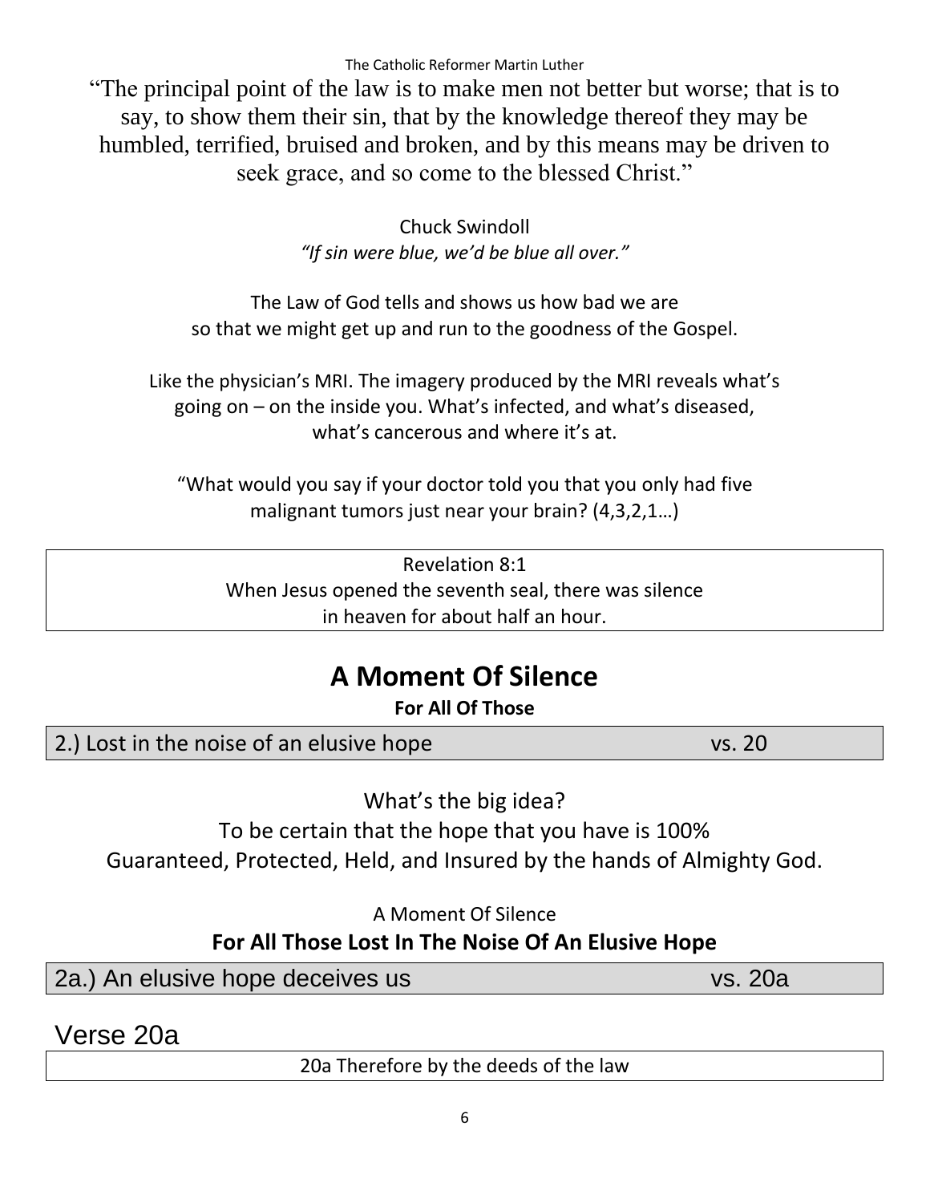The Catholic Reformer Martin Luther

"The principal point of the law is to make men not better but worse; that is to say, to show them their sin, that by the knowledge thereof they may be humbled, terrified, bruised and broken, and by this means may be driven to seek grace, and so come to the blessed Christ."

Chuck Swindoll

*"If sin were blue, we'd be blue all over."*

The Law of God tells and shows us how bad we are so that we might get up and run to the goodness of the Gospel.

Like the physician's MRI. The imagery produced by the MRI reveals what's going on – on the inside you. What's infected, and what's diseased, what's cancerous and where it's at.

"What would you say if your doctor told you that you only had five malignant tumors just near your brain? (4,3,2,1…)

| Revelation 8:1<br>When Jesus opened the seventh seal, there was silence in heaven for about half an hour. |
|---|

# A Moment Of Silence

**For All Of Those**

| 2.) Lost in the noise of an elusive hope | vs. 20 |
|---|---|

What's the big idea?

To be certain that the hope that you have is 100% Guaranteed, Protected, Held, and Insured by the hands of Almighty God.

A Moment Of Silence

**For All Those Lost In The Noise Of An Elusive Hope**

| 2a.) An elusive hope deceives us | vs. 20a |
|---|---|

## Verse 20a

| 20a Therefore by the deeds of the law |
|---|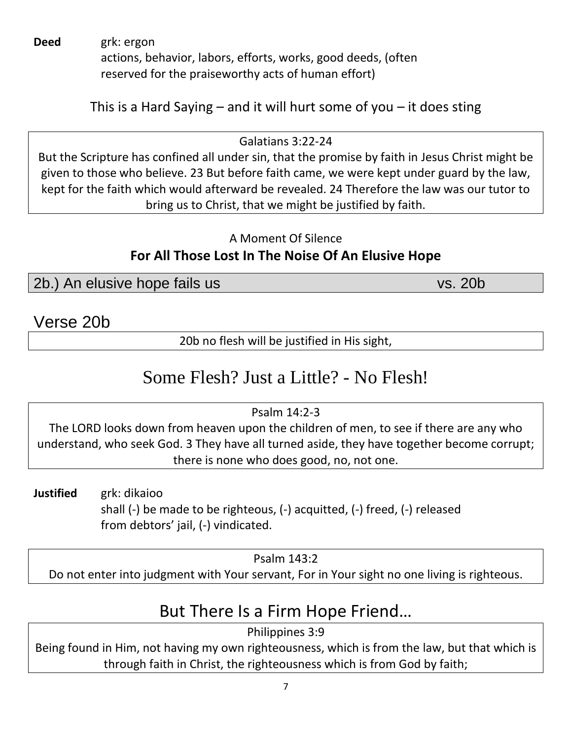**Deed** grk: ergon
actions, behavior, labors, efforts, works, good deeds, (often reserved for the praiseworthy acts of human effort)

This is a Hard Saying – and it will hurt some of you – it does sting

Galatians 3:22-24
But the Scripture has confined all under sin, that the promise by faith in Jesus Christ might be given to those who believe. 23 But before faith came, we were kept under guard by the law, kept for the faith which would afterward be revealed. 24 Therefore the law was our tutor to bring us to Christ, that we might be justified by faith.

A Moment Of Silence
**For All Those Lost In The Noise Of An Elusive Hope**

## 2b.) An elusive hope fails us vs. 20b

## Verse 20b

20b no flesh will be justified in His sight,

## Some Flesh? Just a Little? - No Flesh!

Psalm 14:2-3
The LORD looks down from heaven upon the children of men, to see if there are any who understand, who seek God. 3 They have all turned aside, they have together become corrupt; there is none who does good, no, not one.

**Justified** grk: dikaioo
shall (-) be made to be righteous, (-) acquitted, (-) freed, (-) released from debtors' jail, (-) vindicated.

Psalm 143:2
Do not enter into judgment with Your servant, For in Your sight no one living is righteous.

## But There Is a Firm Hope Friend…

Philippians 3:9
Being found in Him, not having my own righteousness, which is from the law, but that which is through faith in Christ, the righteousness which is from God by faith;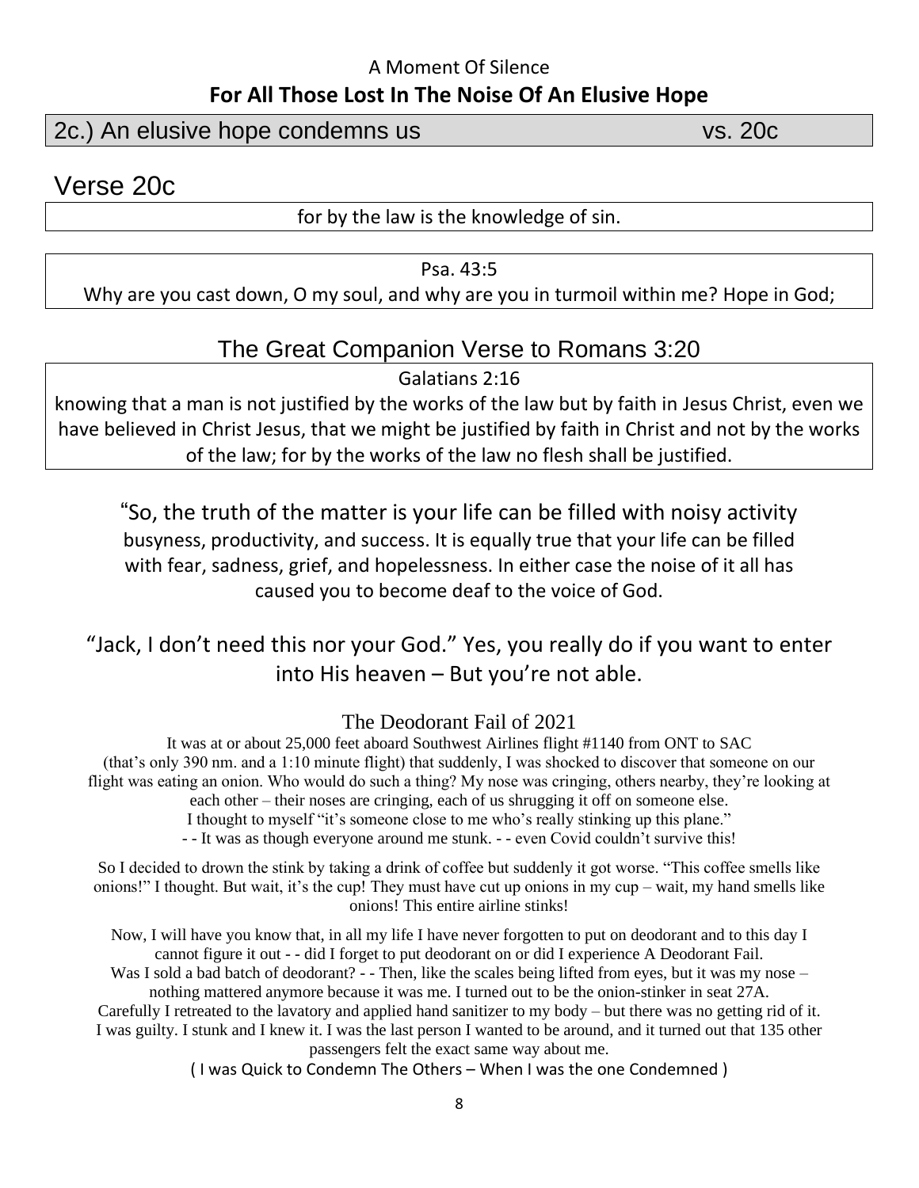A Moment Of Silence

**For All Those Lost In The Noise Of An Elusive Hope**

## 2c.) An elusive hope condemns us vs. 20c

## Verse 20c

for by the law is the knowledge of sin.

Psa. 43:5

Why are you cast down, O my soul, and why are you in turmoil within me? Hope in God;

## The Great Companion Verse to Romans 3:20

Galatians 2:16

knowing that a man is not justified by the works of the law but by faith in Jesus Christ, even we have believed in Christ Jesus, that we might be justified by faith in Christ and not by the works of the law; for by the works of the law no flesh shall be justified.

“So, the truth of the matter is your life can be filled with noisy activity busyness, productivity, and success. It is equally true that your life can be filled with fear, sadness, grief, and hopelessness. In either case the noise of it all has caused you to become deaf to the voice of God.

“Jack, I don’t need this nor your God.” Yes, you really do if you want to enter into His heaven – But you’re not able.

### The Deodorant Fail of 2021

It was at or about 25,000 feet aboard Southwest Airlines flight #1140 from ONT to SAC (that’s only 390 nm. and a 1:10 minute flight) that suddenly, I was shocked to discover that someone on our flight was eating an onion. Who would do such a thing? My nose was cringing, others nearby, they’re looking at each other – their noses are cringing, each of us shrugging it off on someone else.
I thought to myself “it’s someone close to me who’s really stinking up this plane.”
- - It was as though everyone around me stunk. - - even Covid couldn’t survive this!

So I decided to drown the stink by taking a drink of coffee but suddenly it got worse. “This coffee smells like onions!” I thought. But wait, it’s the cup! They must have cut up onions in my cup – wait, my hand smells like onions! This entire airline stinks!

Now, I will have you know that, in all my life I have never forgotten to put on deodorant and to this day I cannot figure it out - - did I forget to put deodorant on or did I experience A Deodorant Fail.
Was I sold a bad batch of deodorant? - - Then, like the scales being lifted from eyes, but it was my nose – nothing mattered anymore because it was me. I turned out to be the onion-stinker in seat 27A.
Carefully I retreated to the lavatory and applied hand sanitizer to my body – but there was no getting rid of it.
I was guilty. I stunk and I knew it. I was the last person I wanted to be around, and it turned out that 135 other passengers felt the exact same way about me.

( I was Quick to Condemn The Others – When I was the one Condemned )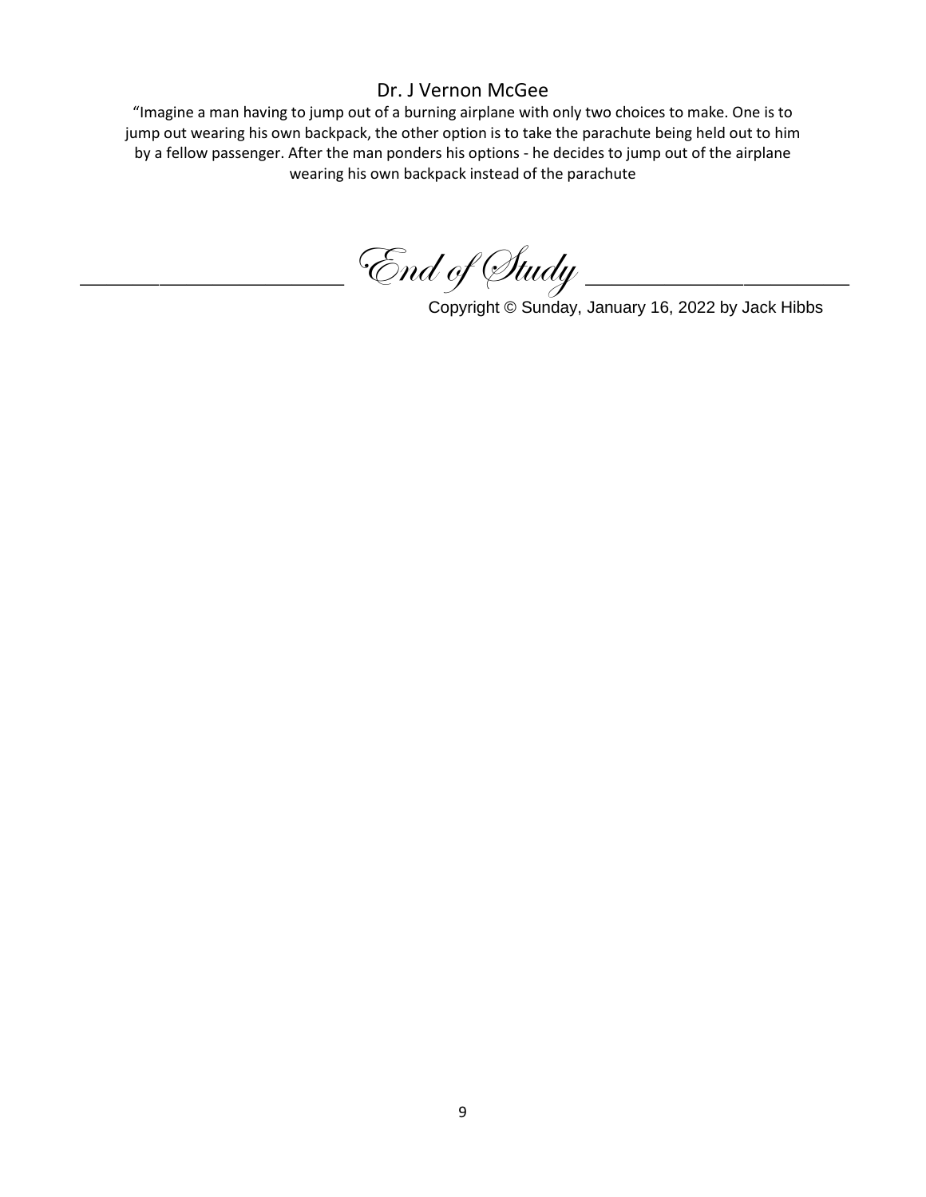Dr. J Vernon McGee

"Imagine a man having to jump out of a burning airplane with only two choices to make. One is to jump out wearing his own backpack, the other option is to take the parachute being held out to him by a fellow passenger. After the man ponders his options - he decides to jump out of the airplane wearing his own backpack instead of the parachute

---

*End of Study*

---

Copyright © Sunday, January 16, 2022 by Jack Hibbs